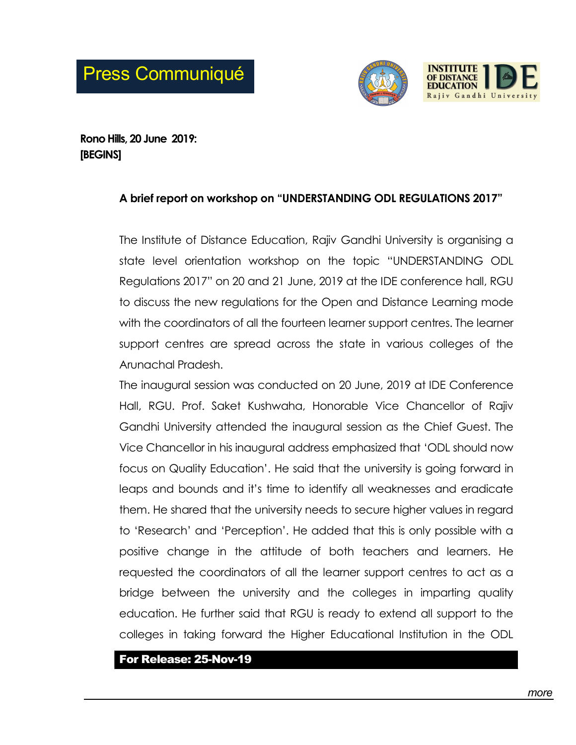# Press Communiqué

**Rono Hills, 20 June 2019:**
**[BEGINS]**

### A brief report on workshop on "UNDERSTANDING ODL REGULATIONS 2017"

The Institute of Distance Education, Rajiv Gandhi University is organising a state level orientation workshop on the topic "UNDERSTANDING ODL Regulations 2017" on 20 and 21 June, 2019 at the IDE conference hall, RGU to discuss the new regulations for the Open and Distance Learning mode with the coordinators of all the fourteen learner support centres. The learner support centres are spread across the state in various colleges of the Arunachal Pradesh.

The inaugural session was conducted on 20 June, 2019 at IDE Conference Hall, RGU. Prof. Saket Kushwaha, Honorable Vice Chancellor of Rajiv Gandhi University attended the inaugural session as the Chief Guest. The Vice Chancellor in his inaugural address emphasized that 'ODL should now focus on Quality Education'. He said that the university is going forward in leaps and bounds and it's time to identify all weaknesses and eradicate them. He shared that the university needs to secure higher values in regard to 'Research' and 'Perception'. He added that this is only possible with a positive change in the attitude of both teachers and learners. He requested the coordinators of all the learner support centres to act as a bridge between the university and the colleges in imparting quality education. He further said that RGU is ready to extend all support to the colleges in taking forward the Higher Educational Institution in the ODL

**For Release: 25-Nov-19**

*more*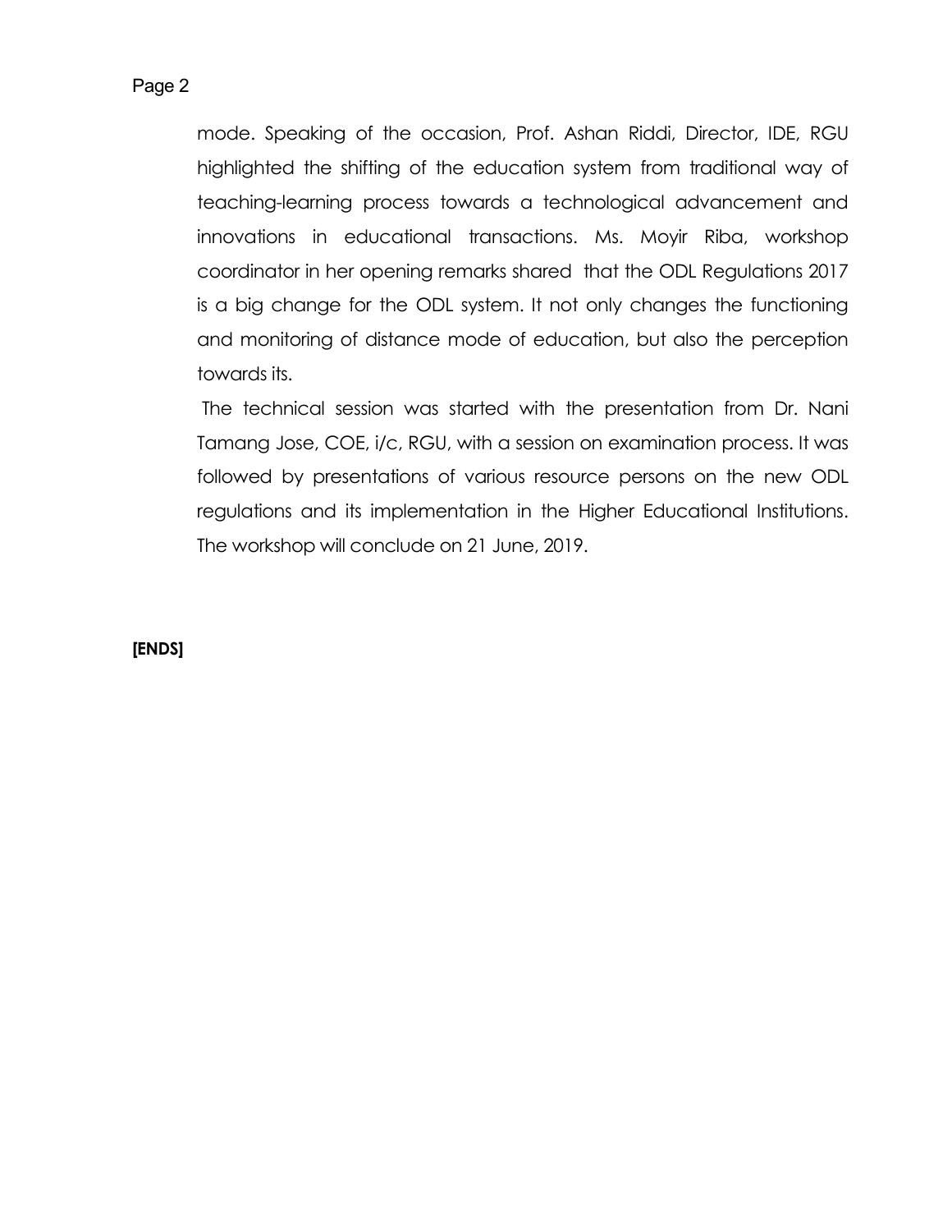mode. Speaking of the occasion, Prof. Ashan Riddi, Director, IDE, RGU highlighted the shifting of the education system from traditional way of teaching-learning process towards a technological advancement and innovations in educational transactions. Ms. Moyir Riba, workshop coordinator in her opening remarks shared that the ODL Regulations 2017 is a big change for the ODL system. It not only changes the functioning and monitoring of distance mode of education, but also the perception towards its.

The technical session was started with the presentation from Dr. Nani Tamang Jose, COE, i/c, RGU, with a session on examination process. It was followed by presentations of various resource persons on the new ODL regulations and its implementation in the Higher Educational Institutions. The workshop will conclude on 21 June, 2019.

**[ENDS]**